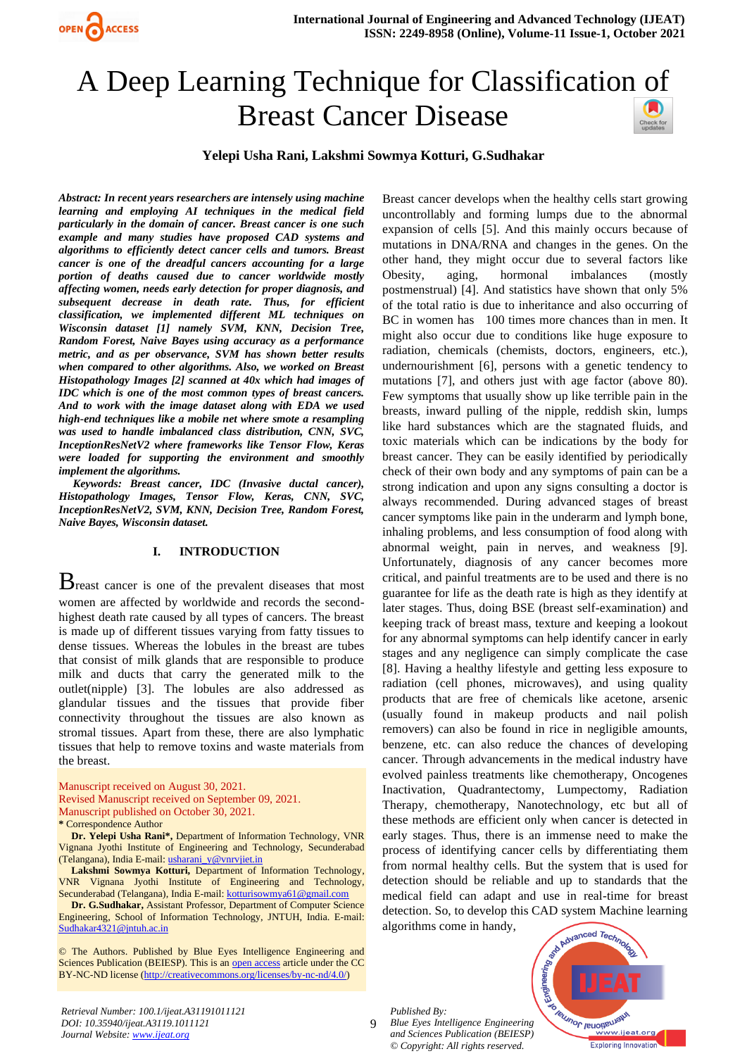# A Deep Learning Technique for Classification of Breast Cancer Disease

**Yelepi Usha Rani, Lakshmi Sowmya Kotturi, G.Sudhakar**

***Abstract: In recent years researchers are intensely using machine learning and employing AI techniques in the medical field particularly in the domain of cancer. Breast cancer is one such example and many studies have proposed CAD systems and algorithms to efficiently detect cancer cells and tumors. Breast cancer is one of the dreadful cancers accounting for a large portion of deaths caused due to cancer worldwide mostly affecting women, needs early detection for proper diagnosis, and subsequent decrease in death rate. Thus, for efficient classification, we implemented different ML techniques on Wisconsin dataset [1] namely SVM, KNN, Decision Tree, Random Forest, Naive Bayes using accuracy as a performance metric, and as per observance, SVM has shown better results when compared to other algorithms. Also, we worked on Breast Histopathology Images [2] scanned at 40x which had images of IDC which is one of the most common types of breast cancers. And to work with the image dataset along with EDA we used high-end techniques like a mobile net where smote a resampling was used to handle imbalanced class distribution, CNN, SVC, InceptionResNetV2 where frameworks like Tensor Flow, Keras were loaded for supporting the environment and smoothly implement the algorithms.***

***Keywords: Breast cancer, IDC (Invasive ductal cancer), Histopathology Images, Tensor Flow, Keras, CNN, SVC, InceptionResNetV2, SVM, KNN, Decision Tree, Random Forest, Naive Bayes, Wisconsin dataset.***

## I. INTRODUCTION

Breast cancer is one of the prevalent diseases that most women are affected by worldwide and records the second-highest death rate caused by all types of cancers. The breast is made up of different tissues varying from fatty tissues to dense tissues. Whereas the lobules in the breast are tubes that consist of milk glands that are responsible to produce milk and ducts that carry the generated milk to the outlet(nipple) [3]. The lobules are also addressed as glandular tissues and the tissues that provide fiber connectivity throughout the tissues are also known as stromal tissues. Apart from these, there are also lymphatic tissues that help to remove toxins and waste materials from the breast.

Manuscript received on August 30, 2021.
Revised Manuscript received on September 09, 2021.
Manuscript published on October 30, 2021.
\* Correspondence Author

**Dr. Yelepi Usha Rani\***, Department of Information Technology, VNR Vignana Jyothi Institute of Engineering and Technology, Secunderabad (Telangana), India E-mail: usharani_y@vnrvjiet.in

**Lakshmi Sowmya Kotturi,** Department of Information Technology, VNR Vignana Jyothi Institute of Engineering and Technology, Secunderabad (Telangana), India E-mail: kotturisowmya61@gmail.com

**Dr. G.Sudhakar,** Assistant Professor, Department of Computer Science Engineering, School of Information Technology, JNTUH, India. E-mail: Sudhakar4321@jntuh.ac.in

© The Authors. Published by Blue Eyes Intelligence Engineering and Sciences Publication (BEIESP). This is an open access article under the CC BY-NC-ND license (http://creativecommons.org/licenses/by-nc-nd/4.0/)

Breast cancer develops when the healthy cells start growing uncontrollably and forming lumps due to the abnormal expansion of cells [5]. And this mainly occurs because of mutations in DNA/RNA and changes in the genes. On the other hand, they might occur due to several factors like Obesity, aging, hormonal imbalances (mostly postmenstrual) [4]. And statistics have shown that only 5% of the total ratio is due to inheritance and also occurring of BC in women has 100 times more chances than in men. It might also occur due to conditions like huge exposure to radiation, chemicals (chemists, doctors, engineers, etc.), undernourishment [6], persons with a genetic tendency to mutations [7], and others just with age factor (above 80). Few symptoms that usually show up like terrible pain in the breasts, inward pulling of the nipple, reddish skin, lumps like hard substances which are the stagnated fluids, and toxic materials which can be indications by the body for breast cancer. They can be easily identified by periodically check of their own body and any symptoms of pain can be a strong indication and upon any signs consulting a doctor is always recommended. During advanced stages of breast cancer symptoms like pain in the underarm and lymph bone, inhaling problems, and less consumption of food along with abnormal weight, pain in nerves, and weakness [9]. Unfortunately, diagnosis of any cancer becomes more critical, and painful treatments are to be used and there is no guarantee for life as the death rate is high as they identify at later stages. Thus, doing BSE (breast self-examination) and keeping track of breast mass, texture and keeping a lookout for any abnormal symptoms can help identify cancer in early stages and any negligence can simply complicate the case [8]. Having a healthy lifestyle and getting less exposure to radiation (cell phones, microwaves), and using quality products that are free of chemicals like acetone, arsenic (usually found in makeup products and nail polish removers) can also be found in rice in negligible amounts, benzene, etc. can also reduce the chances of developing cancer. Through advancements in the medical industry have evolved painless treatments like chemotherapy, Oncogenes Inactivation, Quadrantectomy, Lumpectomy, Radiation Therapy, chemotherapy, Nanotechnology, etc but all of these methods are efficient only when cancer is detected in early stages. Thus, there is an immense need to make the process of identifying cancer cells by differentiating them from normal healthy cells. But the system that is used for detection should be reliable and up to standards that the medical field can adapt and use in real-time for breast detection. So, to develop this CAD system Machine learning algorithms come in handy,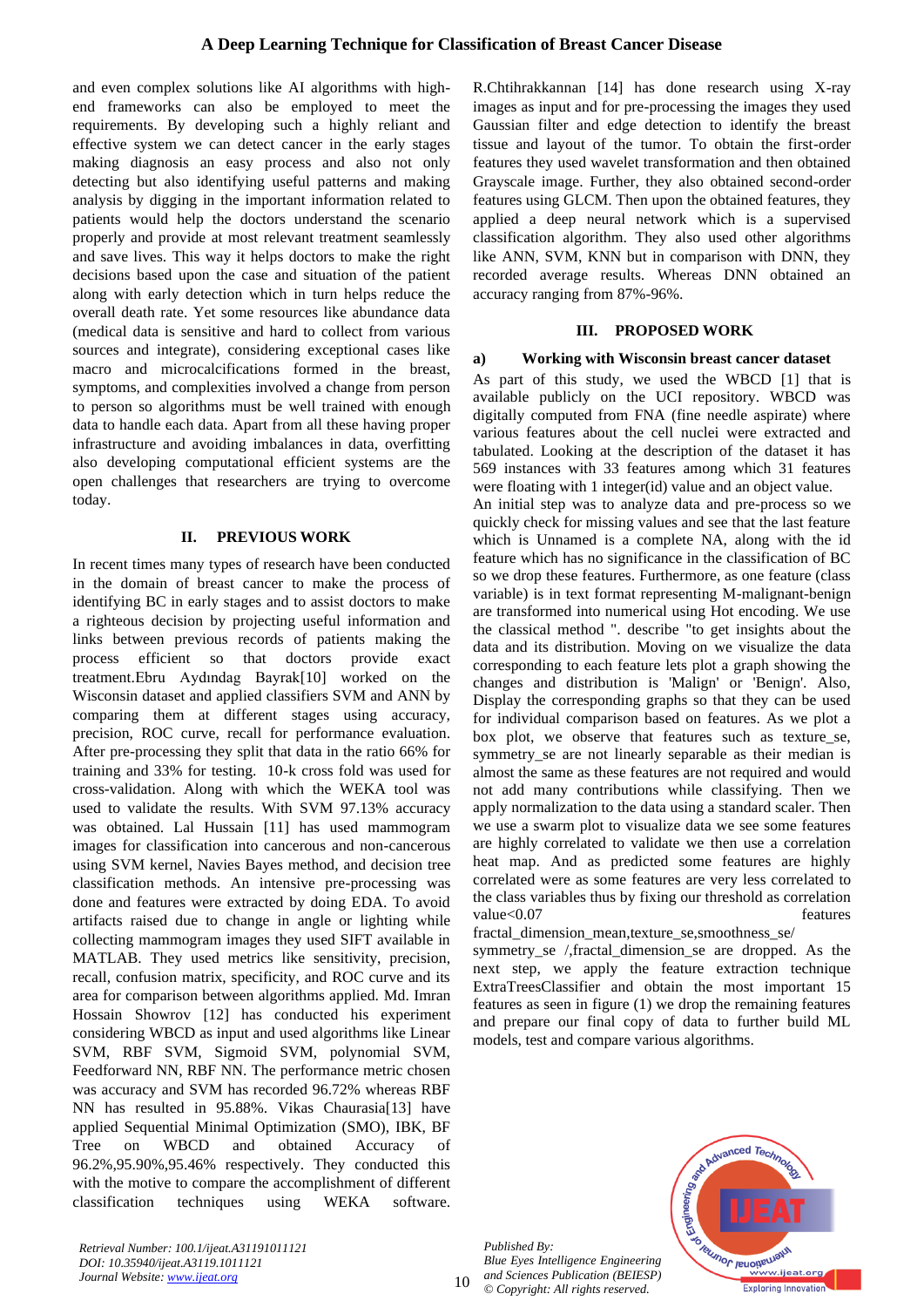and even complex solutions like AI algorithms with high-end frameworks can also be employed to meet the requirements. By developing such a highly reliant and effective system we can detect cancer in the early stages making diagnosis an easy process and also not only detecting but also identifying useful patterns and making analysis by digging in the important information related to patients would help the doctors understand the scenario properly and provide at most relevant treatment seamlessly and save lives. This way it helps doctors to make the right decisions based upon the case and situation of the patient along with early detection which in turn helps reduce the overall death rate. Yet some resources like abundance data (medical data is sensitive and hard to collect from various sources and integrate), considering exceptional cases like macro and microcalcifications formed in the breast, symptoms, and complexities involved a change from person to person so algorithms must be well trained with enough data to handle each data. Apart from all these having proper infrastructure and avoiding imbalances in data, overfitting also developing computational efficient systems are the open challenges that researchers are trying to overcome today.

## II. PREVIOUS WORK

In recent times many types of research have been conducted in the domain of breast cancer to make the process of identifying BC in early stages and to assist doctors to make a righteous decision by projecting useful information and links between previous records of patients making the process efficient so that doctors provide exact treatment.Ebru Aydındag Bayrak[10] worked on the Wisconsin dataset and applied classifiers SVM and ANN by comparing them at different stages using accuracy, precision, ROC curve, recall for performance evaluation. After pre-processing they split that data in the ratio 66% for training and 33% for testing. 10-k cross fold was used for cross-validation. Along with which the WEKA tool was used to validate the results. With SVM 97.13% accuracy was obtained. Lal Hussain [11] has used mammogram images for classification into cancerous and non-cancerous using SVM kernel, Navies Bayes method, and decision tree classification methods. An intensive pre-processing was done and features were extracted by doing EDA. To avoid artifacts raised due to change in angle or lighting while collecting mammogram images they used SIFT available in MATLAB. They used metrics like sensitivity, precision, recall, confusion matrix, specificity, and ROC curve and its area for comparison between algorithms applied. Md. Imran Hossain Showrov [12] has conducted his experiment considering WBCD as input and used algorithms like Linear SVM, RBF SVM, Sigmoid SVM, polynomial SVM, Feedforward NN, RBF NN. The performance metric chosen was accuracy and SVM has recorded 96.72% whereas RBF NN has resulted in 95.88%. Vikas Chaurasia[13] have applied Sequential Minimal Optimization (SMO), IBK, BF Tree on WBCD and obtained Accuracy of 96.2%,95.90%,95.46% respectively. They conducted this with the motive to compare the accomplishment of different classification techniques using WEKA software. R.Chtihrakkannan [14] has done research using X-ray images as input and for pre-processing the images they used Gaussian filter and edge detection to identify the breast tissue and layout of the tumor. To obtain the first-order features they used wavelet transformation and then obtained Grayscale image. Further, they also obtained second-order features using GLCM. Then upon the obtained features, they applied a deep neural network which is a supervised classification algorithm. They also used other algorithms like ANN, SVM, KNN but in comparison with DNN, they recorded average results. Whereas DNN obtained an accuracy ranging from 87%-96%.

## III. PROPOSED WORK

### a) Working with Wisconsin breast cancer dataset

As part of this study, we used the WBCD [1] that is available publicly on the UCI repository. WBCD was digitally computed from FNA (fine needle aspirate) where various features about the cell nuclei were extracted and tabulated. Looking at the description of the dataset it has 569 instances with 33 features among which 31 features were floating with 1 integer(id) value and an object value.

An initial step was to analyze data and pre-process so we quickly check for missing values and see that the last feature which is Unnamed is a complete NA, along with the id feature which has no significance in the classification of BC so we drop these features. Furthermore, as one feature (class variable) is in text format representing M-malignant-benign are transformed into numerical using Hot encoding. We use the classical method ". describe "to get insights about the data and its distribution. Moving on we visualize the data corresponding to each feature lets plot a graph showing the changes and distribution is 'Malign' or 'Benign'. Also, Display the corresponding graphs so that they can be used for individual comparison based on features. As we plot a box plot, we observe that features such as texture_se, symmetry_se are not linearly separable as their median is almost the same as these features are not required and would not add many contributions while classifying. Then we apply normalization to the data using a standard scaler. Then we use a swarm plot to visualize data we see some features are highly correlated to validate we then use a correlation heat map. And as predicted some features are highly correlated were as some features are very less correlated to the class variables thus by fixing our threshold as correlation value<0.07 features fractal_dimension_mean,texture_se,smoothness_se/ symmetry_se /,fractal_dimension_se are dropped. As the next step, we apply the feature extraction technique ExtraTreesClassifier and obtain the most important 15 features as seen in figure (1) we drop the remaining features and prepare our final copy of data to further build ML models, test and compare various algorithms.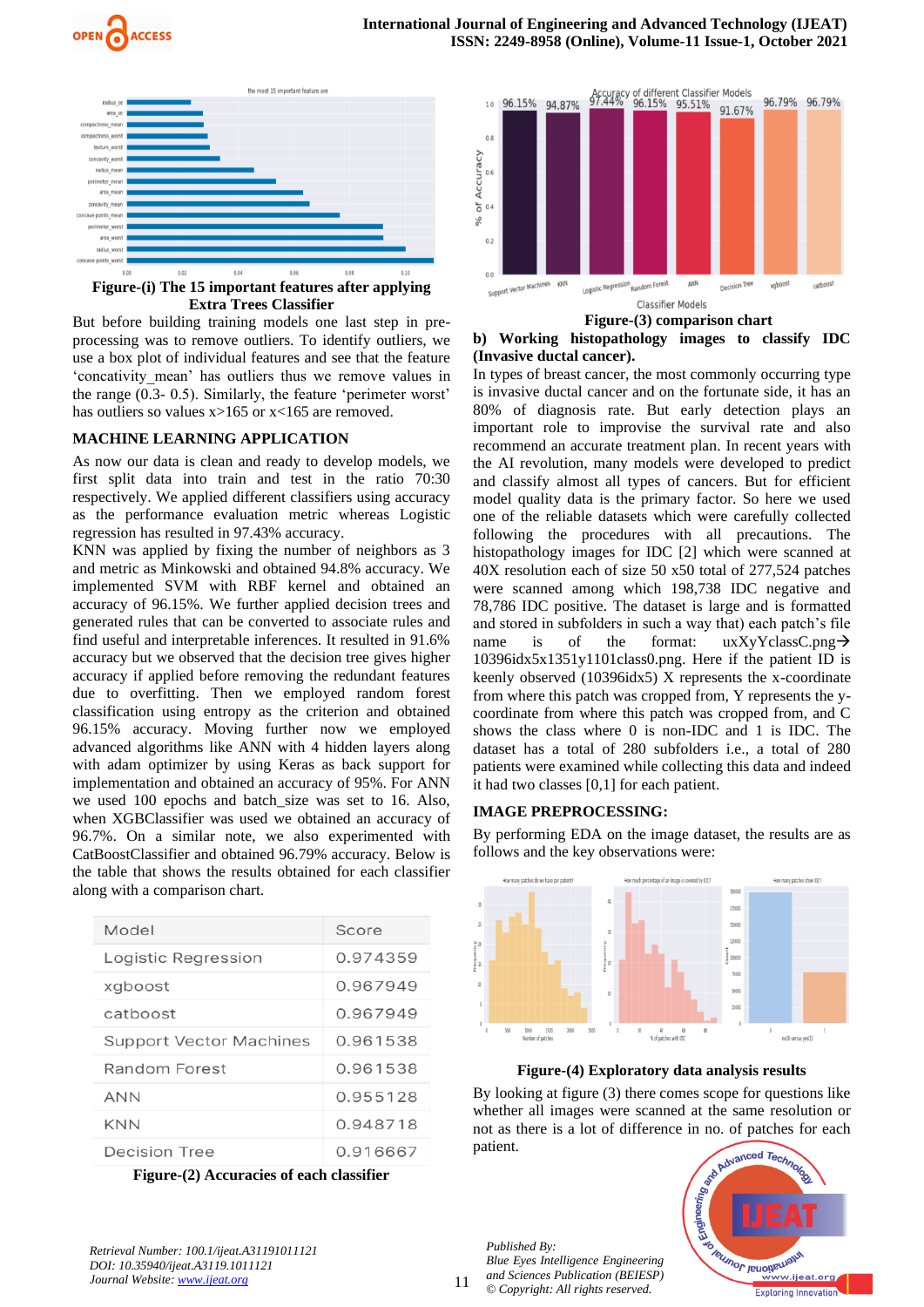Figure-(i) The 15 important features after applying Extra Trees Classifier

But before building training models one last step in pre-processing was to remove outliers. To identify outliers, we use a box plot of individual features and see that the feature 'concativity_mean' has outliers thus we remove values in the range (0.3- 0.5). Similarly, the feature 'perimeter worst' has outliers so values x>165 or x<165 are removed.

## MACHINE LEARNING APPLICATION

As now our data is clean and ready to develop models, we first split data into train and test in the ratio 70:30 respectively. We applied different classifiers using accuracy as the performance evaluation metric whereas Logistic regression has resulted in 97.43% accuracy.

KNN was applied by fixing the number of neighbors as 3 and metric as Minkowski and obtained 94.8% accuracy. We implemented SVM with RBF kernel and obtained an accuracy of 96.15%. We further applied decision trees and generated rules that can be converted to associate rules and find useful and interpretable inferences. It resulted in 91.6% accuracy but we observed that the decision tree gives higher accuracy if applied before removing the redundant features due to overfitting. Then we employed random forest classification using entropy as the criterion and obtained 96.15% accuracy. Moving further now we employed advanced algorithms like ANN with 4 hidden layers along with adam optimizer by using Keras as back support for implementation and obtained an accuracy of 95%. For ANN we used 100 epochs and batch_size was set to 16. Also, when XGBClassifier was used we obtained an accuracy of 96.7%. On a similar note, we also experimented with CatBoostClassifier and obtained 96.79% accuracy. Below is the table that shows the results obtained for each classifier along with a comparison chart.

| Model | Score |
|---|---|
| Logistic Regression | 0.974359 |
| xgboost | 0.967949 |
| catboost | 0.967949 |
| Support Vector Machines | 0.961538 |
| Random Forest | 0.961538 |
| ANN | 0.955128 |
| KNN | 0.948718 |
| Decision Tree | 0.916667 |

Figure-(2) Accuracies of each classifier

Figure-(3) comparison chart

### b) Working histopathology images to classify IDC (Invasive ductal cancer).

In types of breast cancer, the most commonly occurring type is invasive ductal cancer and on the fortunate side, it has an 80% of diagnosis rate. But early detection plays an important role to improvise the survival rate and also recommend an accurate treatment plan. In recent years with the AI revolution, many models were developed to predict and classify almost all types of cancers. But for efficient model quality data is the primary factor. So here we used one of the reliable datasets which were carefully collected following the procedures with all precautions. The histopathology images for IDC [2] which were scanned at 40X resolution each of size 50 x50 total of 277,524 patches were scanned among which 198,738 IDC negative and 78,786 IDC positive. The dataset is large and is formatted and stored in subfolders in such a way that) each patch's file name is of the format: uxXyYclassC.png→ 10396idx5x1351y1101class0.png. Here if the patient ID is keenly observed (10396idx5) X represents the x-coordinate from where this patch was cropped from, Y represents the y-coordinate from where this patch was cropped from, and C shows the class where 0 is non-IDC and 1 is IDC. The dataset has a total of 280 subfolders i.e., a total of 280 patients were examined while collecting this data and indeed it had two classes [0,1] for each patient.

## IMAGE PREPROCESSING:

By performing EDA on the image dataset, the results are as follows and the key observations were:

Figure-(4) Exploratory data analysis results

By looking at figure (3) there comes scope for questions like whether all images were scanned at the same resolution or not as there is a lot of difference in no. of patches for each patient.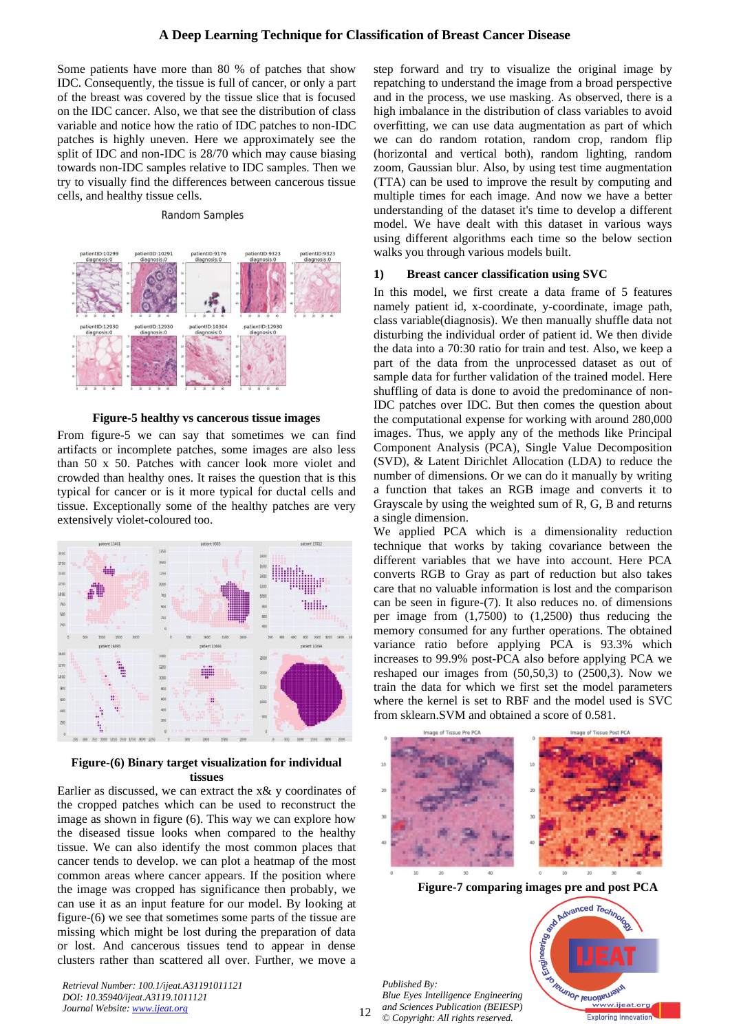Some patients have more than 80 % of patches that show IDC. Consequently, the tissue is full of cancer, or only a part of the breast was covered by the tissue slice that is focused on the IDC cancer. Also, we that see the distribution of class variable and notice how the ratio of IDC patches to non-IDC patches is highly uneven. Here we approximately see the split of IDC and non-IDC is 28/70 which may cause biasing towards non-IDC samples relative to IDC samples. Then we try to visually find the differences between cancerous tissue cells, and healthy tissue cells.

**Figure-5 healthy vs cancerous tissue images**

From figure-5 we can say that sometimes we can find artifacts or incomplete patches, some images are also less than 50 x 50. Patches with cancer look more violet and crowded than healthy ones. It raises the question that is this typical for cancer or is it more typical for ductal cells and tissue. Exceptionally some of the healthy patches are very extensively violet-coloured too.

**Figure-(6) Binary target visualization for individual tissues**

Earlier as discussed, we can extract the x& y coordinates of the cropped patches which can be used to reconstruct the image as shown in figure (6). This way we can explore how the diseased tissue looks when compared to the healthy tissue. We can also identify the most common places that cancer tends to develop. we can plot a heatmap of the most common areas where cancer appears. If the position where the image was cropped has significance then probably, we can use it as an input feature for our model. By looking at figure-(6) we see that sometimes some parts of the tissue are missing which might be lost during the preparation of data or lost. And cancerous tissues tend to appear in dense clusters rather than scattered all over. Further, we move a step forward and try to visualize the original image by repatching to understand the image from a broad perspective and in the process, we use masking. As observed, there is a high imbalance in the distribution of class variables to avoid overfitting, we can use data augmentation as part of which we can do random rotation, random crop, random flip (horizontal and vertical both), random lighting, random zoom, Gaussian blur. Also, by using test time augmentation (TTA) can be used to improve the result by computing and multiple times for each image. And now we have a better understanding of the dataset it's time to develop a different model. We have dealt with this dataset in various ways using different algorithms each time so the below section walks you through various models built.

### 1) Breast cancer classification using SVC

In this model, we first create a data frame of 5 features namely patient id, x-coordinate, y-coordinate, image path, class variable(diagnosis). We then manually shuffle data not disturbing the individual order of patient id. We then divide the data into a 70:30 ratio for train and test. Also, we keep a part of the data from the unprocessed dataset as out of sample data for further validation of the trained model. Here shuffling of data is done to avoid the predominance of non-IDC patches over IDC. But then comes the question about the computational expense for working with around 280,000 images. Thus, we apply any of the methods like Principal Component Analysis (PCA), Single Value Decomposition (SVD), & Latent Dirichlet Allocation (LDA) to reduce the number of dimensions. Or we can do it manually by writing a function that takes an RGB image and converts it to Grayscale by using the weighted sum of R, G, B and returns a single dimension.

We applied PCA which is a dimensionality reduction technique that works by taking covariance between the different variables that we have into account. Here PCA converts RGB to Gray as part of reduction but also takes care that no valuable information is lost and the comparison can be seen in figure-(7). It also reduces no. of dimensions per image from (1,7500) to (1,2500) thus reducing the memory consumed for any further operations. The obtained variance ratio before applying PCA is 93.3% which increases to 99.9% post-PCA also before applying PCA we reshaped our images from (50,50,3) to (2500,3). Now we train the data for which we first set the model parameters where the kernel is set to RBF and the model used is SVC from sklearn.SVM and obtained a score of 0.581.

**Figure-7 comparing images pre and post PCA**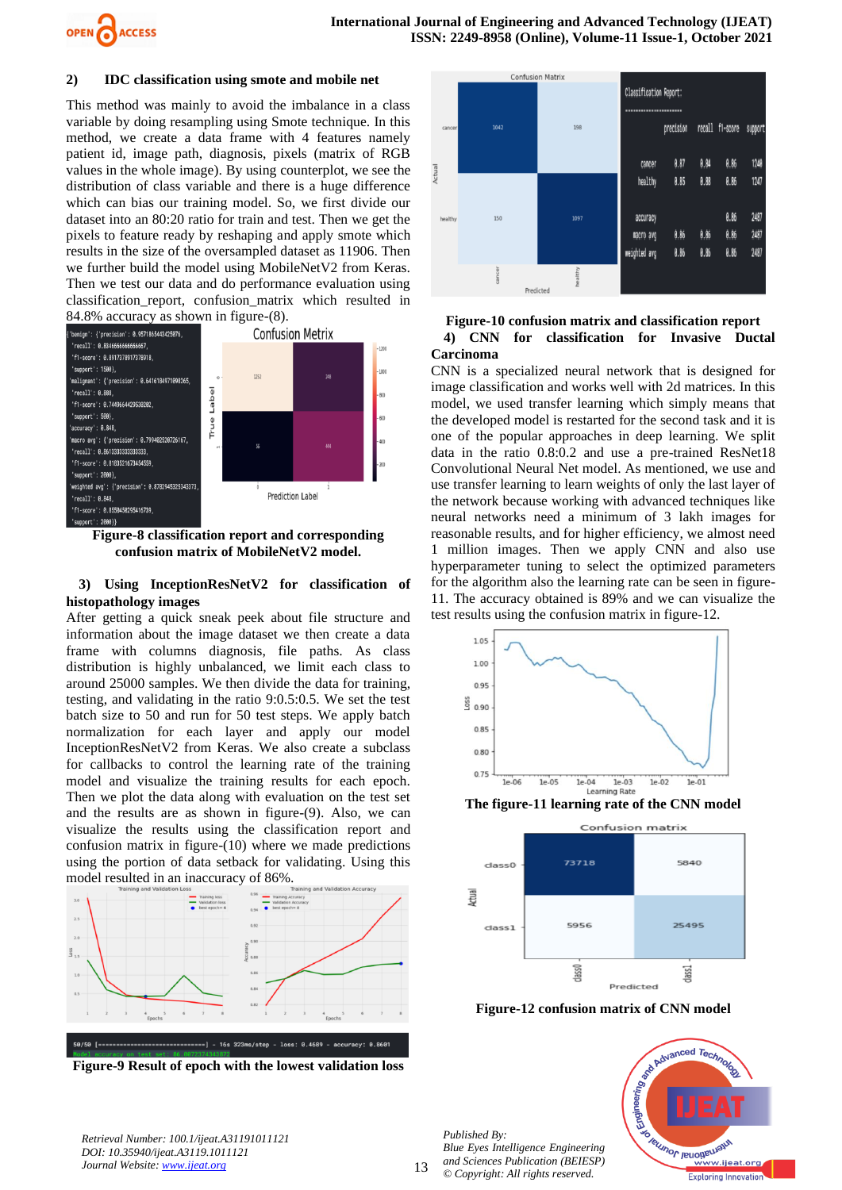### 2) IDC classification using smote and mobile net

This method was mainly to avoid the imbalance in a class variable by doing resampling using Smote technique. In this method, we create a data frame with 4 features namely patient id, image path, diagnosis, pixels (matrix of RGB values in the whole image). By using counterplot, we see the distribution of class variable and there is a huge difference which can bias our training model. So, we first divide our dataset into an 80:20 ratio for train and test. Then we get the pixels to feature ready by reshaping and apply smote which results in the size of the oversampled dataset as 11906. Then we further build the model using MobileNetV2 from Keras. Then we test our data and do performance evaluation using classification_report, confusion_matrix which resulted in 84.8% accuracy as shown in figure-(8).

**Figure-8 classification report and corresponding confusion matrix of MobileNetV2 model.**

### 3) Using InceptionResNetV2 for classification of histopathology images

After getting a quick sneak peek about file structure and information about the image dataset we then create a data frame with columns diagnosis, file paths. As class distribution is highly unbalanced, we limit each class to around 25000 samples. We then divide the data for training, testing, and validating in the ratio 9:0.5:0.5. We set the test batch size to 50 and run for 50 test steps. We apply batch normalization for each layer and apply our model InceptionResNetV2 from Keras. We also create a subclass for callbacks to control the learning rate of the training model and visualize the training results for each epoch. Then we plot the data along with evaluation on the test set and the results are as shown in figure-(9). Also, we can visualize the results using the classification report and confusion matrix in figure-(10) where we made predictions using the portion of data setback for validating. Using this model resulted in an inaccuracy of 86%.

**Figure-9 Result of epoch with the lowest validation loss**

**Figure-10 confusion matrix and classification report**

### 4) CNN for classification for Invasive Ductal Carcinoma

CNN is a specialized neural network that is designed for image classification and works well with 2d matrices. In this model, we used transfer learning which simply means that the developed model is restarted for the second task and it is one of the popular approaches in deep learning. We split data in the ratio 0.8:0.2 and use a pre-trained ResNet18 Convolutional Neural Net model. As mentioned, we use and use transfer learning to learn weights of only the last layer of the network because working with advanced techniques like neural networks need a minimum of 3 lakh images for reasonable results, and for higher efficiency, we almost need 1 million images. Then we apply CNN and also use hyperparameter tuning to select the optimized parameters for the algorithm also the learning rate can be seen in figure-11. The accuracy obtained is 89% and we can visualize the test results using the confusion matrix in figure-12.

**The figure-11 learning rate of the CNN model**

**Figure-12 confusion matrix of CNN model**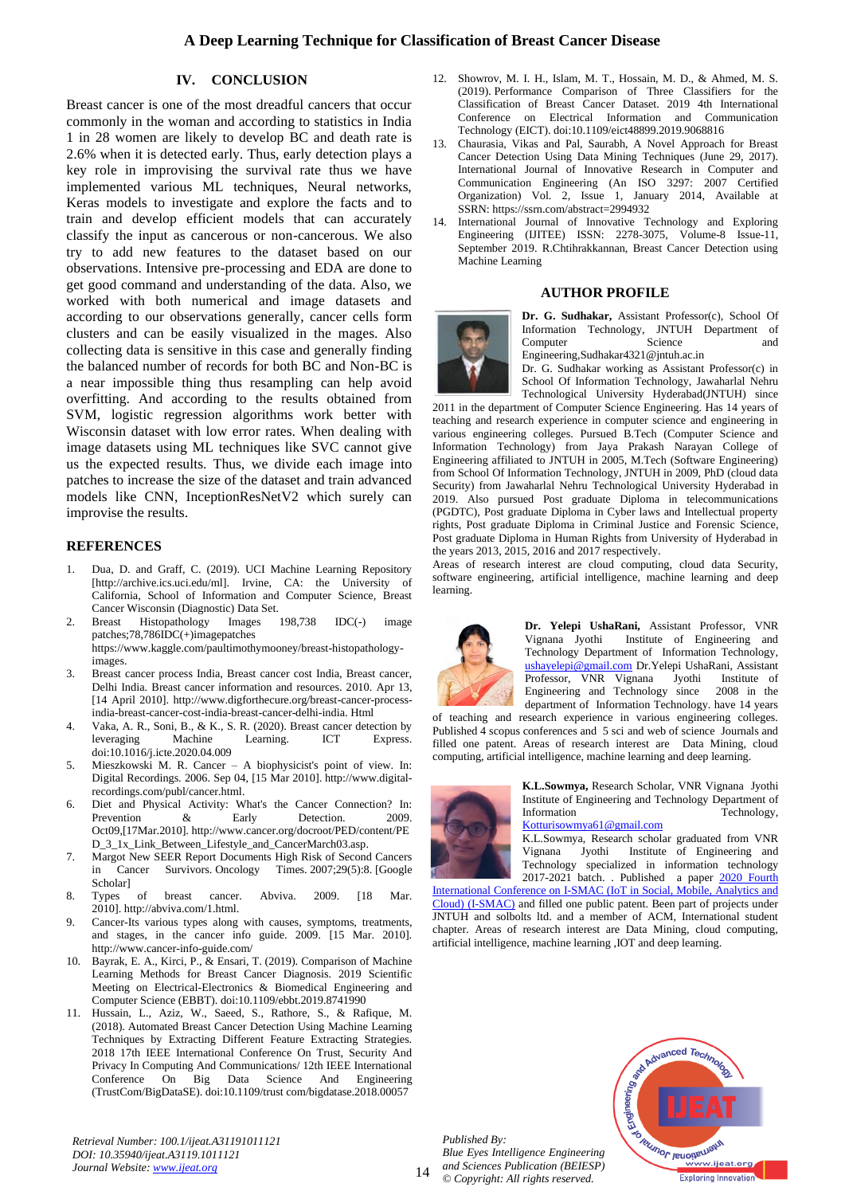## IV. CONCLUSION

Breast cancer is one of the most dreadful cancers that occur commonly in the woman and according to statistics in India 1 in 28 women are likely to develop BC and death rate is 2.6% when it is detected early. Thus, early detection plays a key role in improving the survival rate thus we have implemented various ML techniques, Neural networks, Keras models to investigate and explore the facts and to train and develop efficient models that can accurately classify the input as cancerous or non-cancerous. We also try to add new features to the dataset based on our observations. Intensive pre-processing and EDA are done to get good command and understanding of the data. Also, we worked with both numerical and image datasets and according to our observations generally, cancer cells form clusters and can be easily visualized in the mages. Also collecting data is sensitive in this case and generally finding the balanced number of records for both BC and Non-BC is a near impossible thing thus resampling can help avoid overfitting. And according to the results obtained from SVM, logistic regression algorithms work better with Wisconsin dataset with low error rates. When dealing with image datasets using ML techniques like SVC cannot give us the expected results. Thus, we divide each image into patches to increase the size of the dataset and train advanced models like CNN, InceptionResNetV2 which surely can improvise the results.

## REFERENCES

1. Dua, D. and Graff, C. (2019). UCI Machine Learning Repository [http://archive.ics.uci.edu/ml]. Irvine, CA: the University of California, School of Information and Computer Science, Breast Cancer Wisconsin (Diagnostic) Data Set.
2. Breast Histopathology Images 198,738 IDC(-) image patches;78,786IDC(+)imagepatches https://www.kaggle.com/paultimothymooney/breast-histopathology-images.
3. Breast cancer process India, Breast cancer cost India, Breast cancer, Delhi India. Breast cancer information and resources. 2010. Apr 13, [14 April 2010]. http://www.digforthecure.org/breast-cancer-process-india-breast-cancer-cost-india-breast-cancer-delhi-india. Html
4. Vaka, A. R., Soni, B., & K., S. R. (2020). Breast cancer detection by leveraging Machine Learning. ICT Express. doi:10.1016/j.icte.2020.04.009
5. Mieszkowski M. R. Cancer – A biophysicist's point of view. In: Digital Recordings. 2006. Sep 04, [15 Mar 2010]. http://www.digital-recordings.com/publ/cancer.html.
6. Diet and Physical Activity: What's the Cancer Connection? In: Prevention & Early Detection. 2009. Oct09,[17Mar.2010]. http://www.cancer.org/docroot/PED/content/PED_3_1x_Link_Between_Lifestyle_and_CancerMarch03.asp.
7. Margot New SEER Report Documents High Risk of Second Cancers in Cancer Survivors. Oncology Times. 2007;29(5):8. [Google Scholar]
8. Types of breast cancer. Abviva. 2009. [18 Mar. 2010]. http://abviva.com/1.html.
9. Cancer-Its various types along with causes, symptoms, treatments, and stages, in the cancer info guide. 2009. [15 Mar. 2010]. http://www.cancer-info-guide.com/
10. Bayrak, E. A., Kirci, P., & Ensari, T. (2019). Comparison of Machine Learning Methods for Breast Cancer Diagnosis. 2019 Scientific Meeting on Electrical-Electronics & Biomedical Engineering and Computer Science (EBBT). doi:10.1109/ebbt.2019.8741990
11. Hussain, L., Aziz, W., Saeed, S., Rathore, S., & Rafique, M. (2018). Automated Breast Cancer Detection Using Machine Learning Techniques by Extracting Different Feature Extracting Strategies. 2018 17th IEEE International Conference On Trust, Security And Privacy In Computing And Communications/ 12th IEEE International Conference On Big Data Science And Engineering (TrustCom/BigDataSE). doi:10.1109/trust com/bigdatase.2018.00057
12. Showrov, M. I. H., Islam, M. T., Hossain, M. D., & Ahmed, M. S. (2019). Performance Comparison of Three Classifiers for the Classification of Breast Cancer Dataset. 2019 4th International Conference on Electrical Information and Communication Technology (EICT). doi:10.1109/eict48899.2019.9068816
13. Chaurasia, Vikas and Pal, Saurabh, A Novel Approach for Breast Cancer Detection Using Data Mining Techniques (June 29, 2017). International Journal of Innovative Research in Computer and Communication Engineering (An ISO 3297: 2007 Certified Organization) Vol. 2, Issue 1, January 2014, Available at SSRN: https://ssrn.com/abstract=2994932
14. International Journal of Innovative Technology and Exploring Engineering (IJITEE) ISSN: 2278-3075, Volume-8 Issue-11, September 2019. R.Chtihrakkannan, Breast Cancer Detection using Machine Learning

## AUTHOR PROFILE

**Dr. G. Sudhakar,** Assistant Professor(c), School Of Information Technology, JNTUH Department of Computer Science and Engineering,Sudhakar4321@jntuh.ac.in
Dr. G. Sudhakar working as Assistant Professor(c) in School Of Information Technology, Jawaharlal Nehru Technological University Hyderabad(JNTUH) since 2011 in the department of Computer Science Engineering. Has 14 years of teaching and research experience in computer science and engineering in various engineering colleges. Pursued B.Tech (Computer Science and Information Technology) from Jaya Prakash Narayan College of Engineering affiliated to JNTUH in 2005, M.Tech (Software Engineering) from School Of Information Technology, JNTUH in 2009, PhD (cloud data Security) from Jawaharlal Nehru Technological University Hyderabad in 2019. Also pursued Post graduate Diploma in telecommunications (PGDTC), Post graduate Diploma in Cyber laws and Intellectual property rights, Post graduate Diploma in Criminal Justice and Forensic Science, Post graduate Diploma in Human Rights from University of Hyderabad in the years 2013, 2015, 2016 and 2017 respectively.
Areas of research interest are cloud computing, cloud data Security, software engineering, artificial intelligence, machine learning and deep learning.

**Dr. Yelepi UshaRani,** Assistant Professor, VNR Vignana Jyothi Institute of Engineering and Technology Department of Information Technology, ushayelepi@gmail.com Dr.Yelepi UshaRani, Assistant Professor, VNR Vignana Jyothi Institute of Engineering and Technology since 2008 in the department of Information Technology. have 14 years of teaching and research experience in various engineering colleges. Published 4 scopus conferences and 5 sci and web of science Journals and filled one patent. Areas of research interest are Data Mining, cloud computing, artificial intelligence, machine learning and deep learning.

**K.L.Sowmya,** Research Scholar, VNR Vignana Jyothi Institute of Engineering and Technology Department of Information Technology, Kotturisowmya61@gmail.com
K.L.Sowmya, Research scholar graduated from VNR Vignana Jyothi Institute of Engineering and Technology specialized in information technology 2017-2021 batch. . Published a paper 2020 Fourth International Conference on I-SMAC (IoT in Social, Mobile, Analytics and Cloud) (I-SMAC) and filled one public patent. Been part of projects under JNTUH and solbolts ltd. and a member of ACM, International student chapter. Areas of research interest are Data Mining, cloud computing, artificial intelligence, machine learning ,IOT and deep learning.